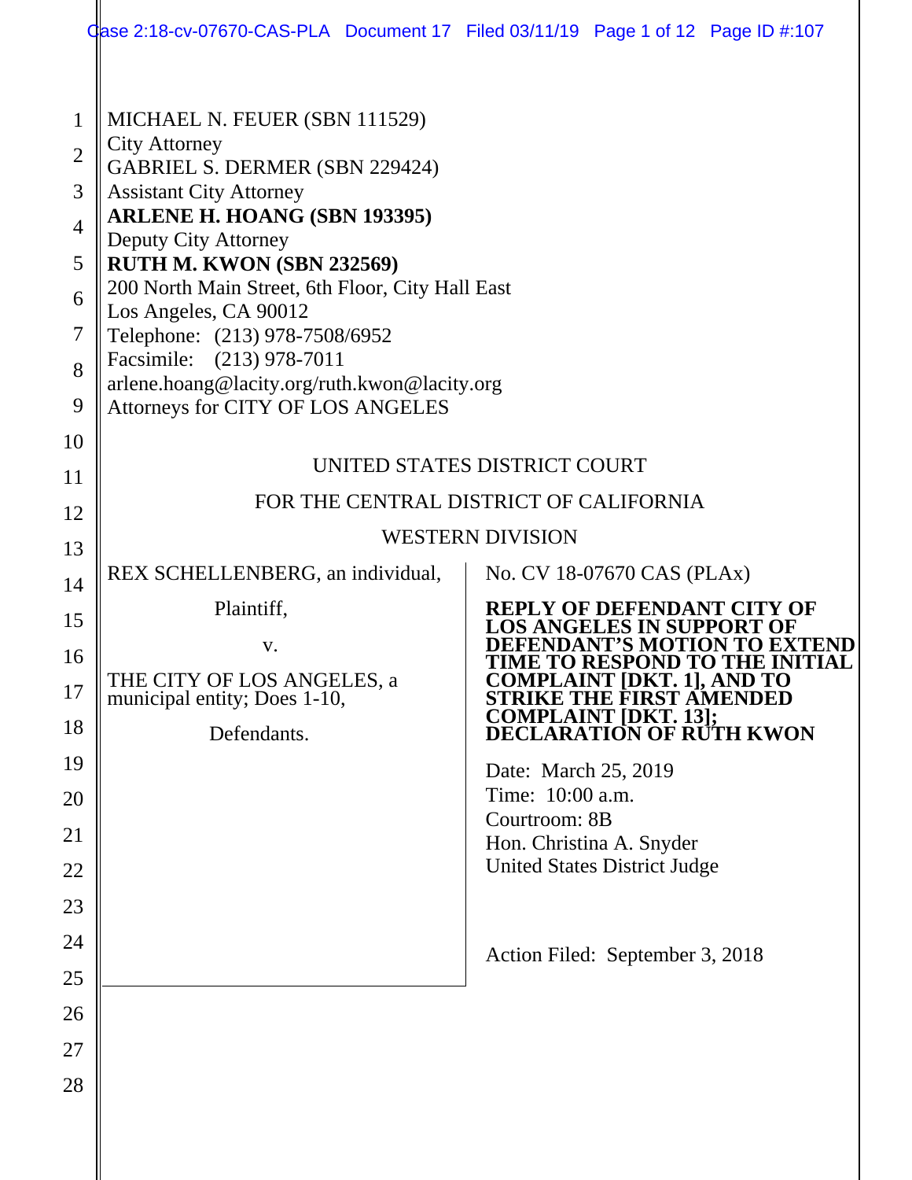MICHAEL N. FEUER (SBN 111529)
City Attorney
GABRIEL S. DERMER (SBN 229424)
Assistant City Attorney
**ARLENE H. HOANG (SBN 193395)**
Deputy City Attorney
**RUTH M. KWON (SBN 232569)**
200 North Main Street, 6th Floor, City Hall East
Los Angeles, CA 90012
Telephone: (213) 978-7508/6952
Facsimile: (213) 978-7011
arlene.hoang@lacity.org/ruth.kwon@lacity.org
Attorneys for CITY OF LOS ANGELES

UNITED STATES DISTRICT COURT

FOR THE CENTRAL DISTRICT OF CALIFORNIA

WESTERN DIVISION

REX SCHELLENBERG, an individual,

Plaintiff,

v.

THE CITY OF LOS ANGELES, a municipal entity; Does 1-10,

Defendants.

No. CV 18-07670 CAS (PLAx)

**REPLY OF DEFENDANT CITY OF LOS ANGELES IN SUPPORT OF DEFENDANT'S MOTION TO EXTEND TIME TO RESPOND TO THE INITIAL COMPLAINT [DKT. 1], AND TO STRIKE THE FIRST AMENDED COMPLAINT [DKT. 13]; DECLARATION OF RUTH KWON**

Date: March 25, 2019
Time: 10:00 a.m.
Courtroom: 8B
Hon. Christina A. Snyder
United States District Judge

Action Filed: September 3, 2018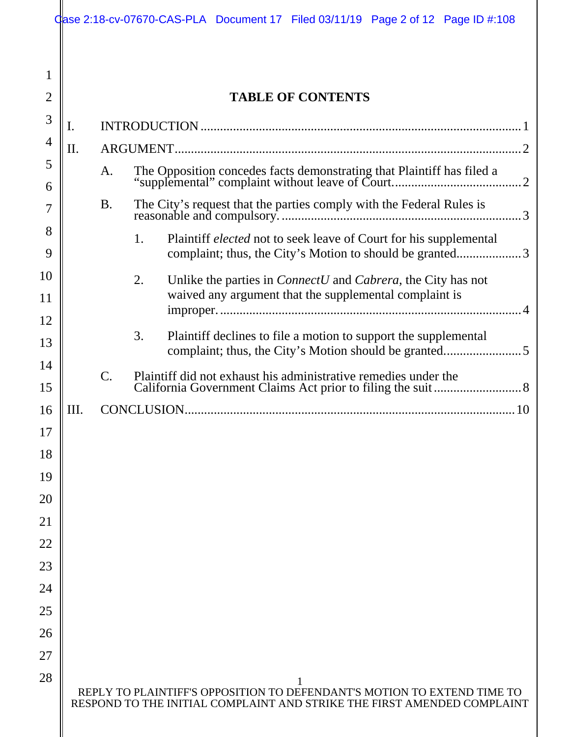## TABLE OF CONTENTS

I. INTRODUCTION .......... 1

II. ARGUMENT .......... 2

- A. The Opposition concedes facts demonstrating that Plaintiff has filed a "supplemental" complaint without leave of Court .......... 2
- B. The City's request that the parties comply with the Federal Rules is reasonable and compulsory .......... 3
  1. Plaintiff *elected* not to seek leave of Court for his supplemental complaint; thus, the City's Motion to should be granted .......... 3
  2. Unlike the parties in *ConnectU* and *Cabrera*, the City has not waived any argument that the supplemental complaint is improper .......... 4
  3. Plaintiff declines to file a motion to support the supplemental complaint; thus, the City's Motion should be granted .......... 5
- C. Plaintiff did not exhaust his administrative remedies under the California Government Claims Act prior to filing the suit .......... 8

III. CONCLUSION .......... 10

REPLY TO PLAINTIFF'S OPPOSITION TO DEFENDANT'S MOTION TO EXTEND TIME TO RESPOND TO THE INITIAL COMPLAINT AND STRIKE THE FIRST AMENDED COMPLAINT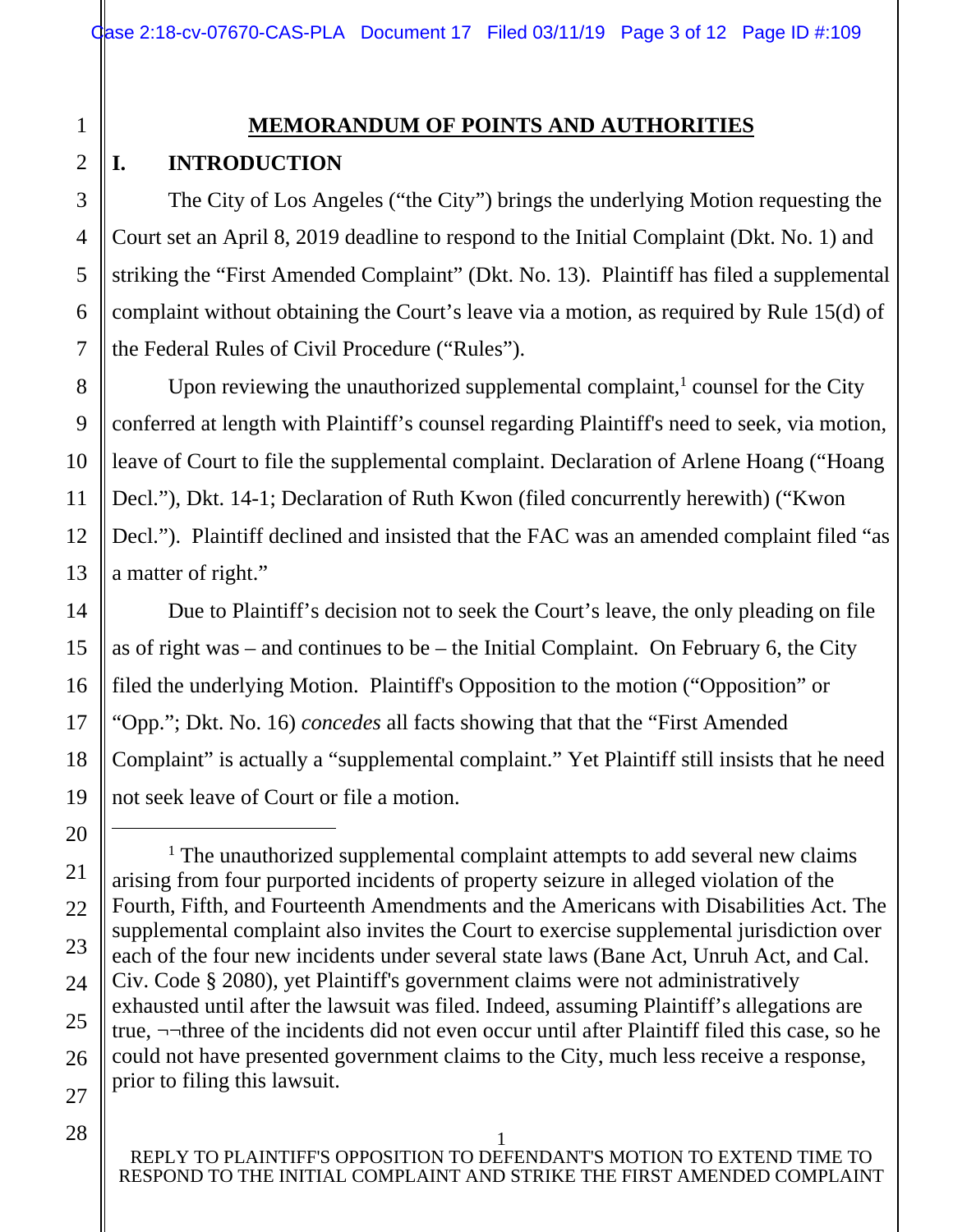## MEMORANDUM OF POINTS AND AUTHORITIES

### I. INTRODUCTION

The City of Los Angeles ("the City") brings the underlying Motion requesting the Court set an April 8, 2019 deadline to respond to the Initial Complaint (Dkt. No. 1) and striking the "First Amended Complaint" (Dkt. No. 13). Plaintiff has filed a supplemental complaint without obtaining the Court's leave via a motion, as required by Rule 15(d) of the Federal Rules of Civil Procedure ("Rules").

Upon reviewing the unauthorized supplemental complaint,[1] counsel for the City conferred at length with Plaintiff's counsel regarding Plaintiff's need to seek, via motion, leave of Court to file the supplemental complaint. Declaration of Arlene Hoang ("Hoang Decl."), Dkt. 14-1; Declaration of Ruth Kwon (filed concurrently herewith) ("Kwon Decl."). Plaintiff declined and insisted that the FAC was an amended complaint filed "as a matter of right."

Due to Plaintiff's decision not to seek the Court's leave, the only pleading on file as of right was – and continues to be – the Initial Complaint. On February 6, the City filed the underlying Motion. Plaintiff's Opposition to the motion ("Opposition" or "Opp."; Dkt. No. 16) *concedes* all facts showing that that the "First Amended Complaint" is actually a "supplemental complaint." Yet Plaintiff still insists that he need not seek leave of Court or file a motion.

---

[1] The unauthorized supplemental complaint attempts to add several new claims arising from four purported incidents of property seizure in alleged violation of the Fourth, Fifth, and Fourteenth Amendments and the Americans with Disabilities Act. The supplemental complaint also invites the Court to exercise supplemental jurisdiction over each of the four new incidents under several state laws (Bane Act, Unruh Act, and Cal. Civ. Code § 2080), yet Plaintiff's government claims were not administratively exhausted until after the lawsuit was filed. Indeed, assuming Plaintiff's allegations are true, ¬¬three of the incidents did not even occur until after Plaintiff filed this case, so he could not have presented government claims to the City, much less receive a response, prior to filing this lawsuit.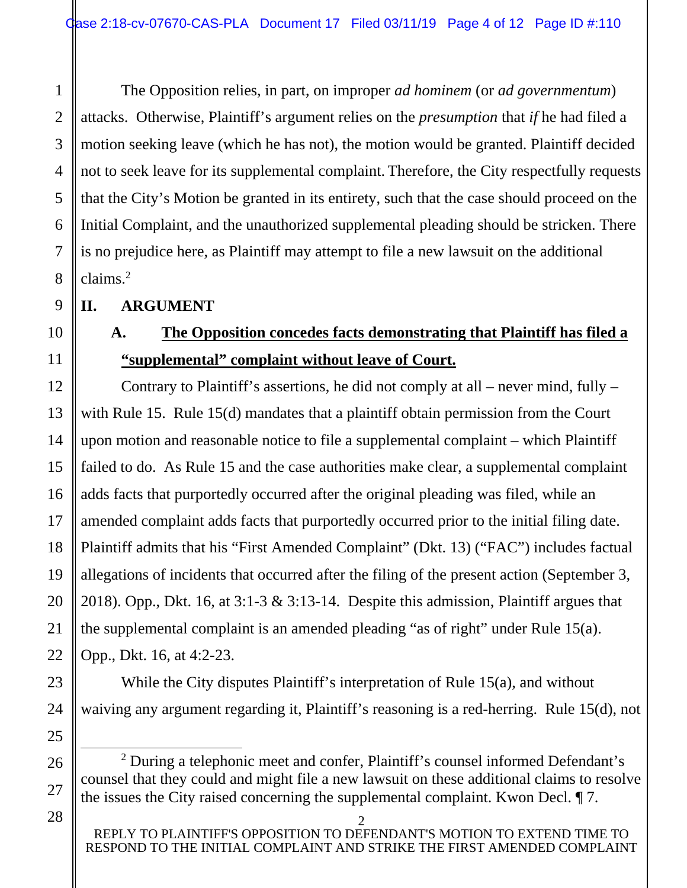The Opposition relies, in part, on improper *ad hominem* (or *ad governmentum*) attacks. Otherwise, Plaintiff's argument relies on the *presumption* that *if* he had filed a motion seeking leave (which he has not), the motion would be granted. Plaintiff decided not to seek leave for its supplemental complaint. Therefore, the City respectfully requests that the City's Motion be granted in its entirety, such that the case should proceed on the Initial Complaint, and the unauthorized supplemental pleading should be stricken. There is no prejudice here, as Plaintiff may attempt to file a new lawsuit on the additional claims.[2]

## II. ARGUMENT

### A. The Opposition concedes facts demonstrating that Plaintiff has filed a "supplemental" complaint without leave of Court.

Contrary to Plaintiff's assertions, he did not comply at all – never mind, fully – with Rule 15. Rule 15(d) mandates that a plaintiff obtain permission from the Court upon motion and reasonable notice to file a supplemental complaint – which Plaintiff failed to do. As Rule 15 and the case authorities make clear, a supplemental complaint adds facts that purportedly occurred after the original pleading was filed, while an amended complaint adds facts that purportedly occurred prior to the initial filing date. Plaintiff admits that his "First Amended Complaint" (Dkt. 13) ("FAC") includes factual allegations of incidents that occurred after the filing of the present action (September 3, 2018). Opp., Dkt. 16, at 3:1-3 & 3:13-14. Despite this admission, Plaintiff argues that the supplemental complaint is an amended pleading "as of right" under Rule 15(a). Opp., Dkt. 16, at 4:2-23.

While the City disputes Plaintiff's interpretation of Rule 15(a), and without waiving any argument regarding it, Plaintiff's reasoning is a red-herring. Rule 15(d), not

[2] During a telephonic meet and confer, Plaintiff's counsel informed Defendant's counsel that they could and might file a new lawsuit on these additional claims to resolve the issues the City raised concerning the supplemental complaint. Kwon Decl. ¶ 7.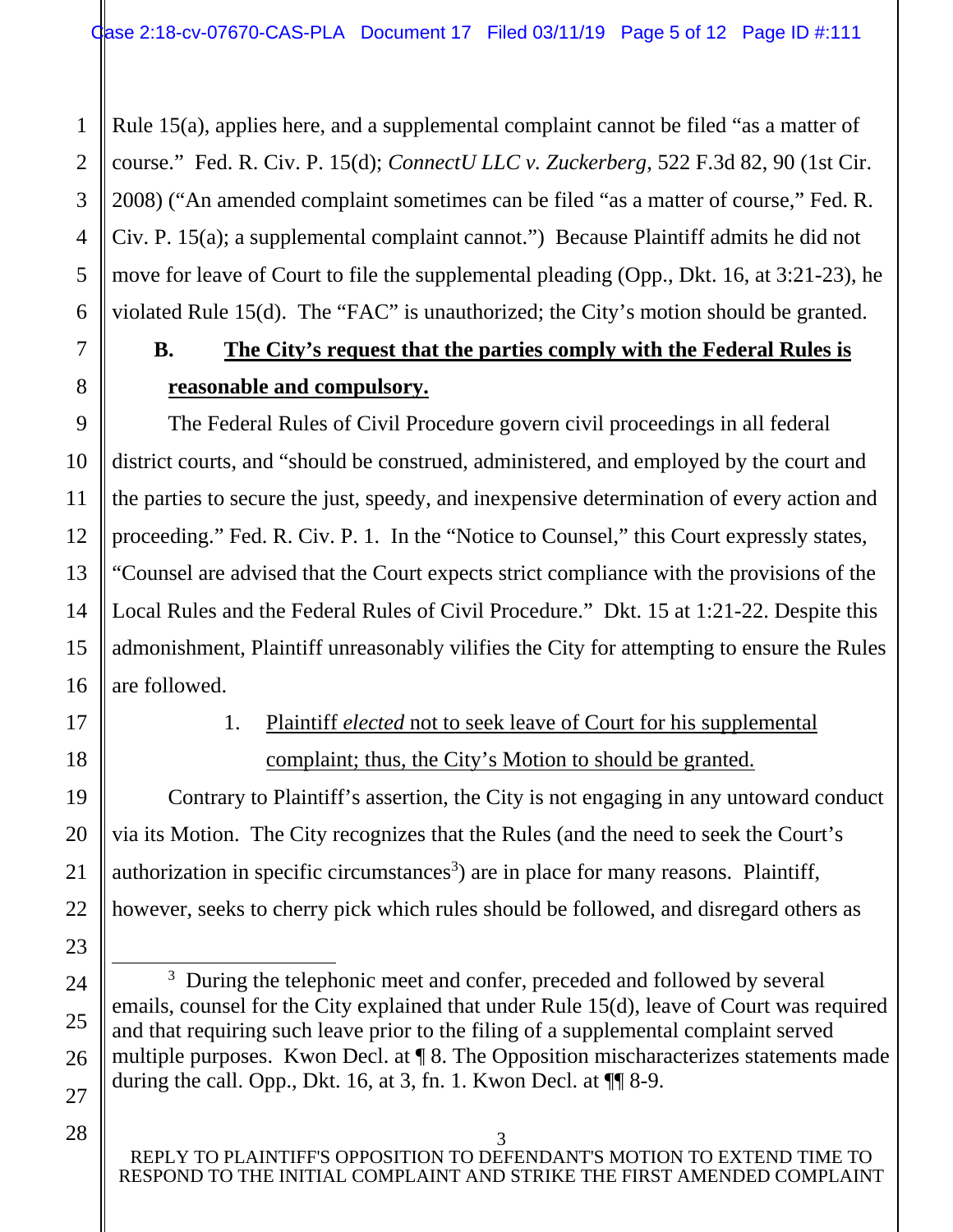Rule 15(a), applies here, and a supplemental complaint cannot be filed "as a matter of course." Fed. R. Civ. P. 15(d); *ConnectU LLC v. Zuckerberg*, 522 F.3d 82, 90 (1st Cir. 2008) ("An amended complaint sometimes can be filed "as a matter of course," Fed. R. Civ. P. 15(a); a supplemental complaint cannot.") Because Plaintiff admits he did not move for leave of Court to file the supplemental pleading (Opp., Dkt. 16, at 3:21-23), he violated Rule 15(d). The "FAC" is unauthorized; the City's motion should be granted.

**B. The City's request that the parties comply with the Federal Rules is reasonable and compulsory.**

The Federal Rules of Civil Procedure govern civil proceedings in all federal district courts, and "should be construed, administered, and employed by the court and the parties to secure the just, speedy, and inexpensive determination of every action and proceeding." Fed. R. Civ. P. 1. In the "Notice to Counsel," this Court expressly states, "Counsel are advised that the Court expects strict compliance with the provisions of the Local Rules and the Federal Rules of Civil Procedure." Dkt. 15 at 1:21-22. Despite this admonishment, Plaintiff unreasonably vilifies the City for attempting to ensure the Rules are followed.

1. Plaintiff *elected* not to seek leave of Court for his supplemental complaint; thus, the City's Motion to should be granted.

Contrary to Plaintiff's assertion, the City is not engaging in any untoward conduct via its Motion. The City recognizes that the Rules (and the need to seek the Court's authorization in specific circumstances[3]) are in place for many reasons. Plaintiff, however, seeks to cherry pick which rules should be followed, and disregard others as

---

[3] During the telephonic meet and confer, preceded and followed by several emails, counsel for the City explained that under Rule 15(d), leave of Court was required and that requiring such leave prior to the filing of a supplemental complaint served multiple purposes. Kwon Decl. at ¶ 8. The Opposition mischaracterizes statements made during the call. Opp., Dkt. 16, at 3, fn. 1. Kwon Decl. at ¶¶ 8-9.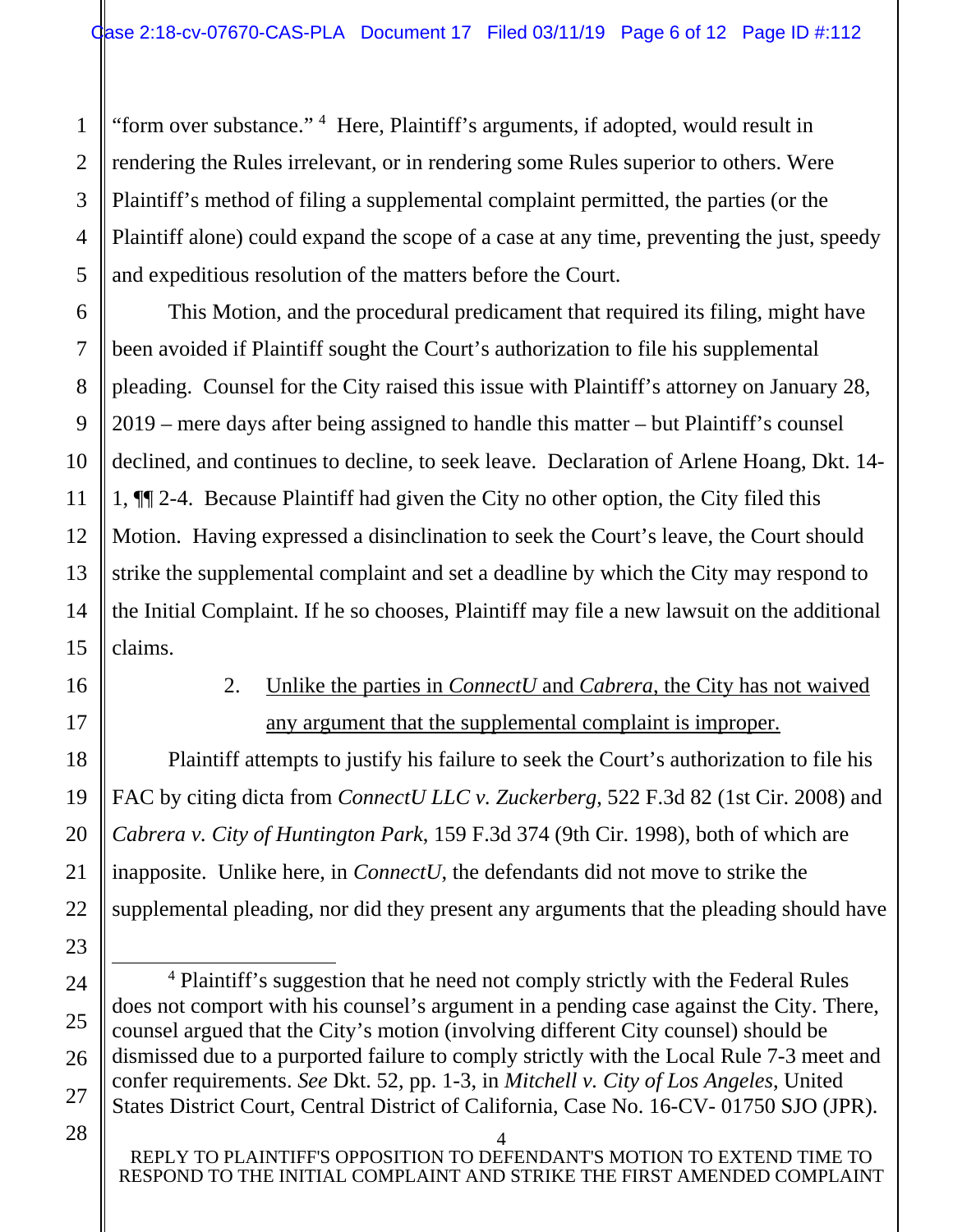"form over substance." [4] Here, Plaintiff's arguments, if adopted, would result in rendering the Rules irrelevant, or in rendering some Rules superior to others. Were Plaintiff's method of filing a supplemental complaint permitted, the parties (or the Plaintiff alone) could expand the scope of a case at any time, preventing the just, speedy and expeditious resolution of the matters before the Court.

This Motion, and the procedural predicament that required its filing, might have been avoided if Plaintiff sought the Court's authorization to file his supplemental pleading. Counsel for the City raised this issue with Plaintiff's attorney on January 28, 2019 – mere days after being assigned to handle this matter – but Plaintiff's counsel declined, and continues to decline, to seek leave. Declaration of Arlene Hoang, Dkt. 14-1, ¶¶ 2-4. Because Plaintiff had given the City no other option, the City filed this Motion. Having expressed a disinclination to seek the Court's leave, the Court should strike the supplemental complaint and set a deadline by which the City may respond to the Initial Complaint. If he so chooses, Plaintiff may file a new lawsuit on the additional claims.

2. <u>Unlike the parties in *ConnectU* and *Cabrera*, the City has not waived any argument that the supplemental complaint is improper.</u>

Plaintiff attempts to justify his failure to seek the Court's authorization to file his FAC by citing dicta from *ConnectU LLC v. Zuckerberg*, 522 F.3d 82 (1st Cir. 2008) and *Cabrera v. City of Huntington Park*, 159 F.3d 374 (9th Cir. 1998), both of which are inapposite. Unlike here, in *ConnectU*, the defendants did not move to strike the supplemental pleading, nor did they present any arguments that the pleading should have

---

[4] Plaintiff's suggestion that he need not comply strictly with the Federal Rules does not comport with his counsel's argument in a pending case against the City. There, counsel argued that the City's motion (involving different City counsel) should be dismissed due to a purported failure to comply strictly with the Local Rule 7-3 meet and confer requirements. *See* Dkt. 52, pp. 1-3, in *Mitchell v. City of Los Angeles*, United States District Court, Central District of California, Case No. 16-CV- 01750 SJO (JPR).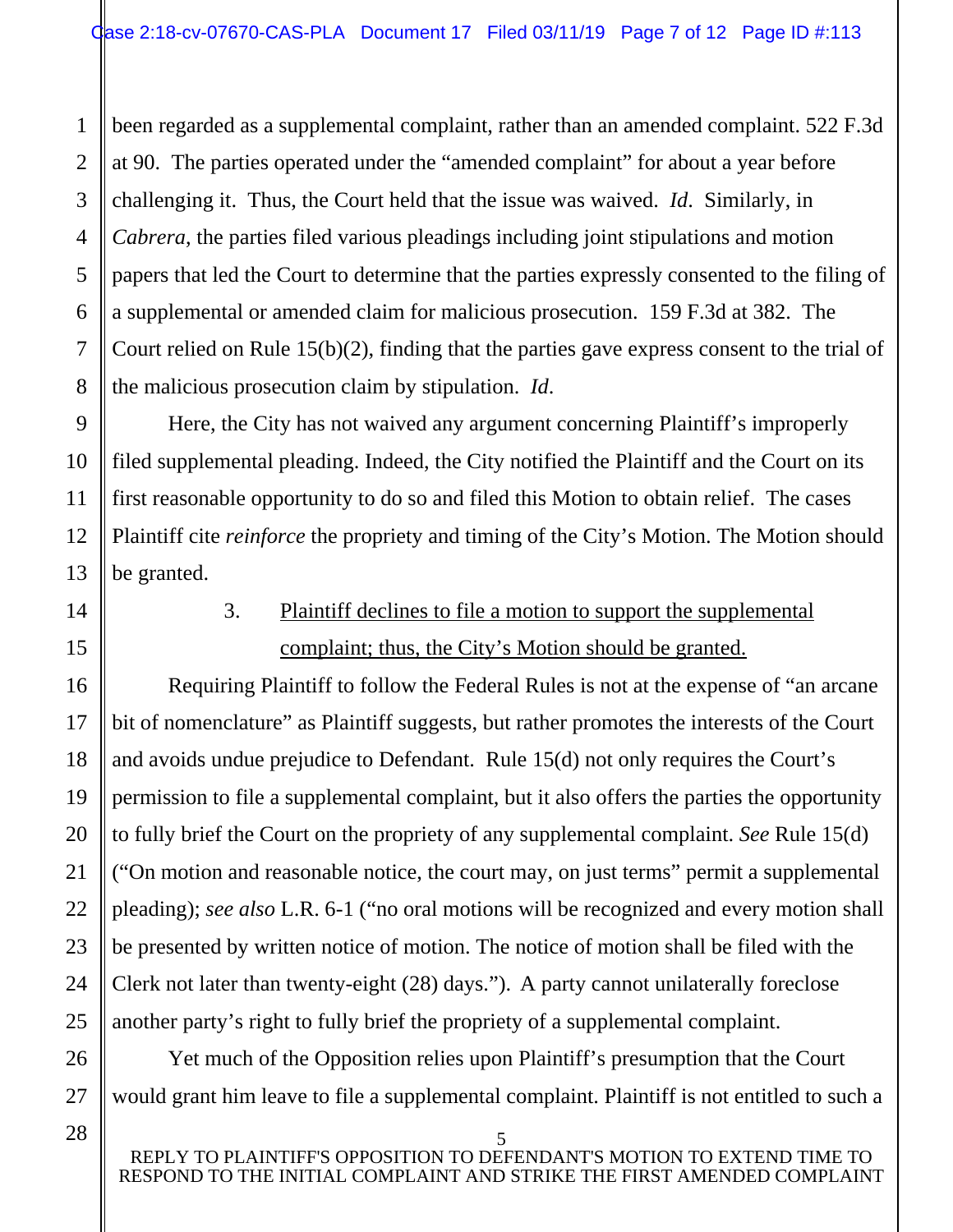been regarded as a supplemental complaint, rather than an amended complaint. 522 F.3d at 90. The parties operated under the "amended complaint" for about a year before challenging it. Thus, the Court held that the issue was waived. *Id*. Similarly, in *Cabrera*, the parties filed various pleadings including joint stipulations and motion papers that led the Court to determine that the parties expressly consented to the filing of a supplemental or amended claim for malicious prosecution. 159 F.3d at 382. The Court relied on Rule 15(b)(2), finding that the parties gave express consent to the trial of the malicious prosecution claim by stipulation. *Id*.

Here, the City has not waived any argument concerning Plaintiff's improperly filed supplemental pleading. Indeed, the City notified the Plaintiff and the Court on its first reasonable opportunity to do so and filed this Motion to obtain relief. The cases Plaintiff cite *reinforce* the propriety and timing of the City's Motion. The Motion should be granted.

3. <u>Plaintiff declines to file a motion to support the supplemental complaint; thus, the City's Motion should be granted.</u>

Requiring Plaintiff to follow the Federal Rules is not at the expense of "an arcane bit of nomenclature" as Plaintiff suggests, but rather promotes the interests of the Court and avoids undue prejudice to Defendant. Rule 15(d) not only requires the Court's permission to file a supplemental complaint, but it also offers the parties the opportunity to fully brief the Court on the propriety of any supplemental complaint. *See* Rule 15(d) ("On motion and reasonable notice, the court may, on just terms" permit a supplemental pleading); *see also* L.R. 6-1 ("no oral motions will be recognized and every motion shall be presented by written notice of motion. The notice of motion shall be filed with the Clerk not later than twenty-eight (28) days."). A party cannot unilaterally foreclose another party's right to fully brief the propriety of a supplemental complaint.

Yet much of the Opposition relies upon Plaintiff's presumption that the Court would grant him leave to file a supplemental complaint. Plaintiff is not entitled to such a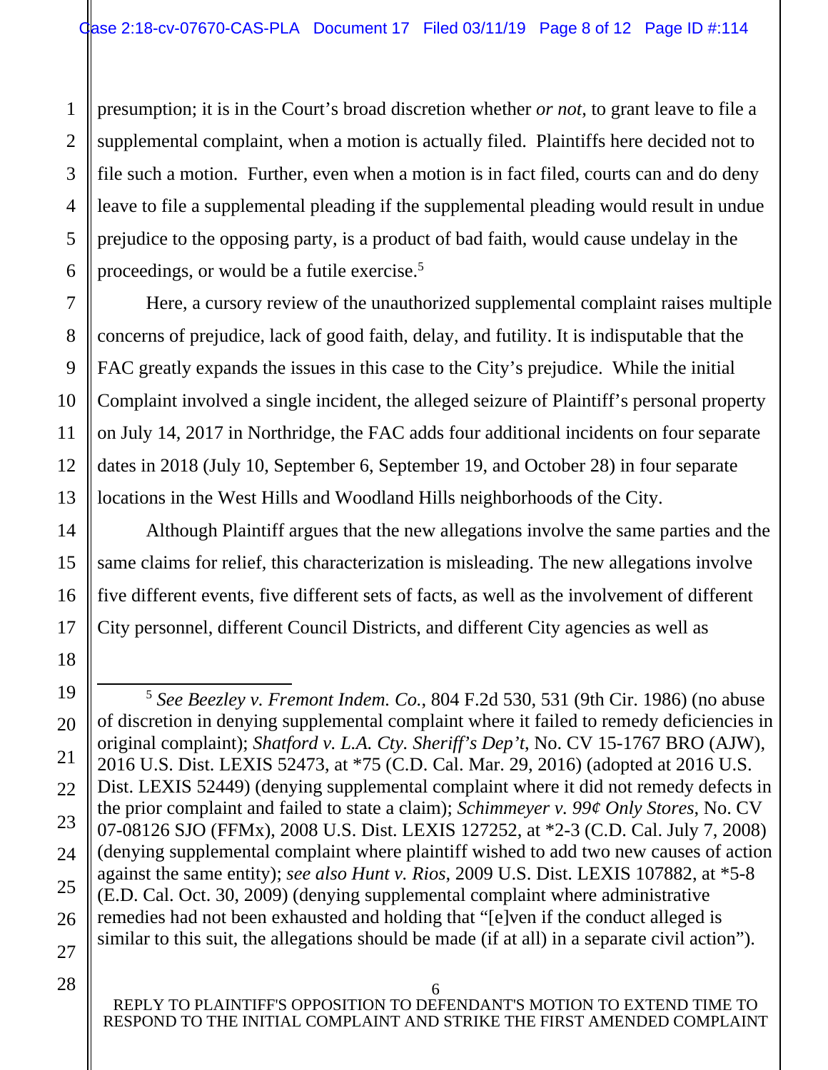presumption; it is in the Court's broad discretion whether *or not*, to grant leave to file a supplemental complaint, when a motion is actually filed. Plaintiffs here decided not to file such a motion. Further, even when a motion is in fact filed, courts can and do deny leave to file a supplemental pleading if the supplemental pleading would result in undue prejudice to the opposing party, is a product of bad faith, would cause undelay in the proceedings, or would be a futile exercise.[5]

Here, a cursory review of the unauthorized supplemental complaint raises multiple concerns of prejudice, lack of good faith, delay, and futility. It is indisputable that the FAC greatly expands the issues in this case to the City's prejudice. While the initial Complaint involved a single incident, the alleged seizure of Plaintiff's personal property on July 14, 2017 in Northridge, the FAC adds four additional incidents on four separate dates in 2018 (July 10, September 6, September 19, and October 28) in four separate locations in the West Hills and Woodland Hills neighborhoods of the City.

Although Plaintiff argues that the new allegations involve the same parties and the same claims for relief, this characterization is misleading. The new allegations involve five different events, five different sets of facts, as well as the involvement of different City personnel, different Council Districts, and different City agencies as well as

---

[5] *See Beezley v. Fremont Indem. Co.*, 804 F.2d 530, 531 (9th Cir. 1986) (no abuse of discretion in denying supplemental complaint where it failed to remedy deficiencies in original complaint); *Shatford v. L.A. Cty. Sheriff's Dep't*, No. CV 15-1767 BRO (AJW), 2016 U.S. Dist. LEXIS 52473, at *75 (C.D. Cal. Mar. 29, 2016) (adopted at 2016 U.S. Dist. LEXIS 52449) (denying supplemental complaint where it did not remedy defects in the prior complaint and failed to state a claim); *Schimmeyer v. 99¢ Only Stores*, No. CV 07-08126 SJO (FFMx), 2008 U.S. Dist. LEXIS 127252, at *2-3 (C.D. Cal. July 7, 2008) (denying supplemental complaint where plaintiff wished to add two new causes of action against the same entity); *see also Hunt v. Rios*, 2009 U.S. Dist. LEXIS 107882, at *5-8 (E.D. Cal. Oct. 30, 2009) (denying supplemental complaint where administrative remedies had not been exhausted and holding that "[e]ven if the conduct alleged is similar to this suit, the allegations should be made (if at all) in a separate civil action").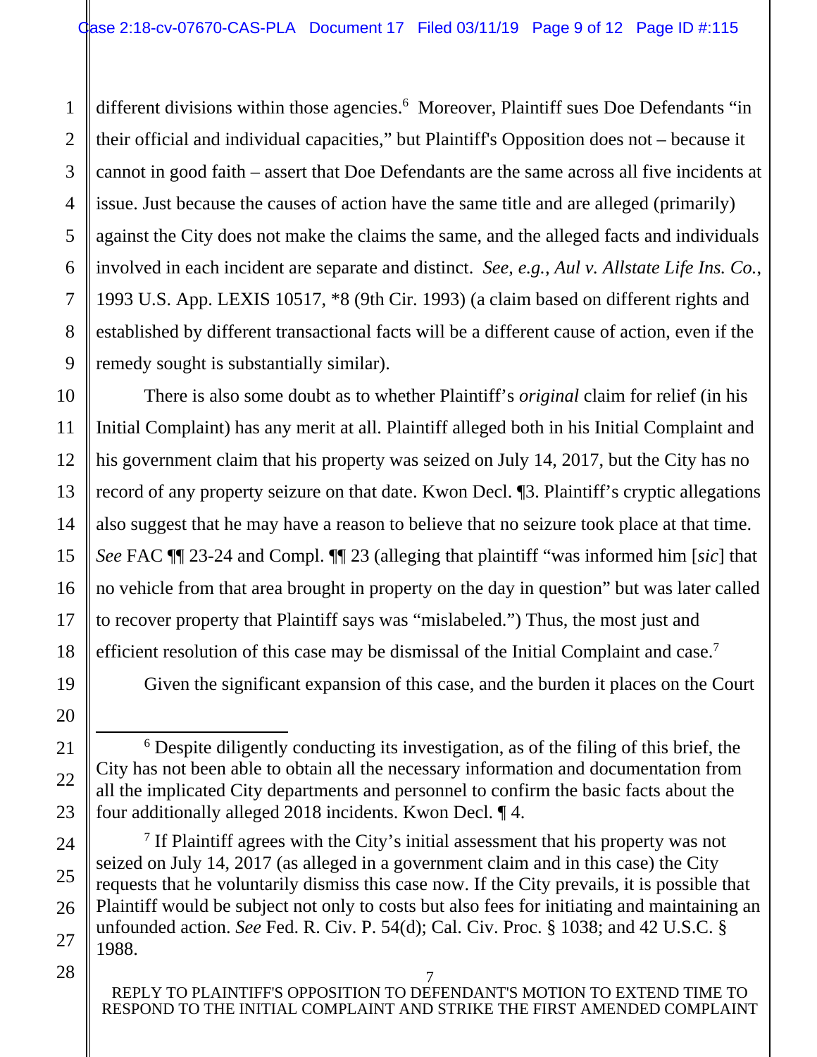different divisions within those agencies.[6] Moreover, Plaintiff sues Doe Defendants "in their official and individual capacities," but Plaintiff's Opposition does not – because it cannot in good faith – assert that Doe Defendants are the same across all five incidents at issue. Just because the causes of action have the same title and are alleged (primarily) against the City does not make the claims the same, and the alleged facts and individuals involved in each incident are separate and distinct. *See, e.g., Aul v. Allstate Life Ins. Co.*, 1993 U.S. App. LEXIS 10517, *8 (9th Cir. 1993) (a claim based on different rights and established by different transactional facts will be a different cause of action, even if the remedy sought is substantially similar).

There is also some doubt as to whether Plaintiff's *original* claim for relief (in his Initial Complaint) has any merit at all. Plaintiff alleged both in his Initial Complaint and his government claim that his property was seized on July 14, 2017, but the City has no record of any property seizure on that date. Kwon Decl. ¶3. Plaintiff's cryptic allegations also suggest that he may have a reason to believe that no seizure took place at that time. *See* FAC ¶¶ 23-24 and Compl. ¶¶ 23 (alleging that plaintiff "was informed him [*sic*] that no vehicle from that area brought in property on the day in question" but was later called to recover property that Plaintiff says was "mislabeled.") Thus, the most just and efficient resolution of this case may be dismissal of the Initial Complaint and case.[7]

Given the significant expansion of this case, and the burden it places on the Court

---

[6] Despite diligently conducting its investigation, as of the filing of this brief, the City has not been able to obtain all the necessary information and documentation from all the implicated City departments and personnel to confirm the basic facts about the four additionally alleged 2018 incidents. Kwon Decl. ¶ 4.

[7] If Plaintiff agrees with the City's initial assessment that his property was not seized on July 14, 2017 (as alleged in a government claim and in this case) the City requests that he voluntarily dismiss this case now. If the City prevails, it is possible that Plaintiff would be subject not only to costs but also fees for initiating and maintaining an unfounded action. *See* Fed. R. Civ. P. 54(d); Cal. Civ. Proc. § 1038; and 42 U.S.C. § 1988.

REPLY TO PLAINTIFF'S OPPOSITION TO DEFENDANT'S MOTION TO EXTEND TIME TO RESPOND TO THE INITIAL COMPLAINT AND STRIKE THE FIRST AMENDED COMPLAINT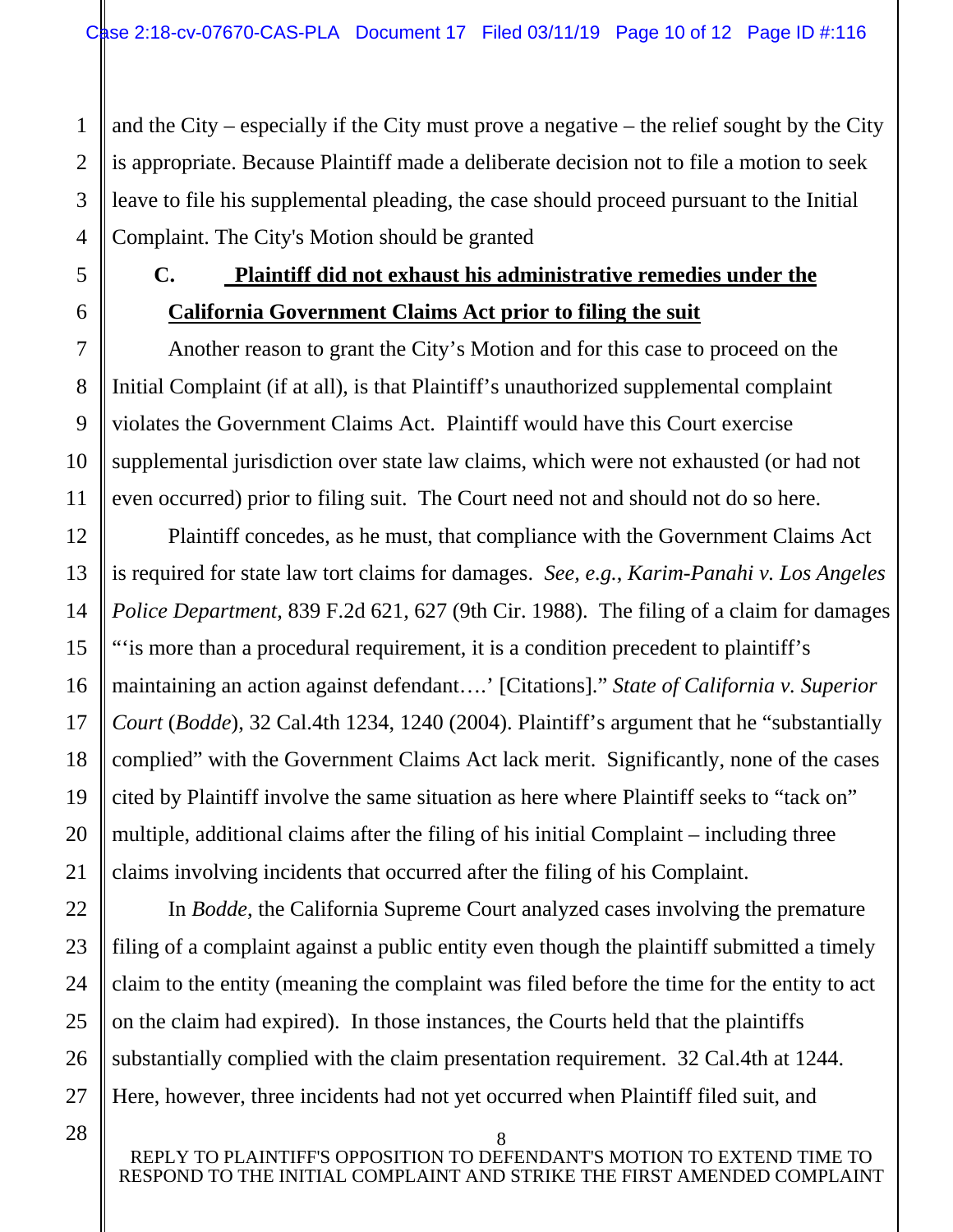and the City – especially if the City must prove a negative – the relief sought by the City is appropriate. Because Plaintiff made a deliberate decision not to file a motion to seek leave to file his supplemental pleading, the case should proceed pursuant to the Initial Complaint. The City's Motion should be granted

### C. Plaintiff did not exhaust his administrative remedies under the California Government Claims Act prior to filing the suit

Another reason to grant the City's Motion and for this case to proceed on the Initial Complaint (if at all), is that Plaintiff's unauthorized supplemental complaint violates the Government Claims Act. Plaintiff would have this Court exercise supplemental jurisdiction over state law claims, which were not exhausted (or had not even occurred) prior to filing suit. The Court need not and should not do so here.

Plaintiff concedes, as he must, that compliance with the Government Claims Act is required for state law tort claims for damages. *See, e.g., Karim-Panahi v. Los Angeles Police Department*, 839 F.2d 621, 627 (9th Cir. 1988). The filing of a claim for damages "'is more than a procedural requirement, it is a condition precedent to plaintiff's maintaining an action against defendant….' [Citations]." *State of California v. Superior Court* (*Bodde*), 32 Cal.4th 1234, 1240 (2004). Plaintiff's argument that he "substantially complied" with the Government Claims Act lack merit. Significantly, none of the cases cited by Plaintiff involve the same situation as here where Plaintiff seeks to "tack on" multiple, additional claims after the filing of his initial Complaint – including three claims involving incidents that occurred after the filing of his Complaint.

In *Bodde*, the California Supreme Court analyzed cases involving the premature filing of a complaint against a public entity even though the plaintiff submitted a timely claim to the entity (meaning the complaint was filed before the time for the entity to act on the claim had expired). In those instances, the Courts held that the plaintiffs substantially complied with the claim presentation requirement. 32 Cal.4th at 1244. Here, however, three incidents had not yet occurred when Plaintiff filed suit, and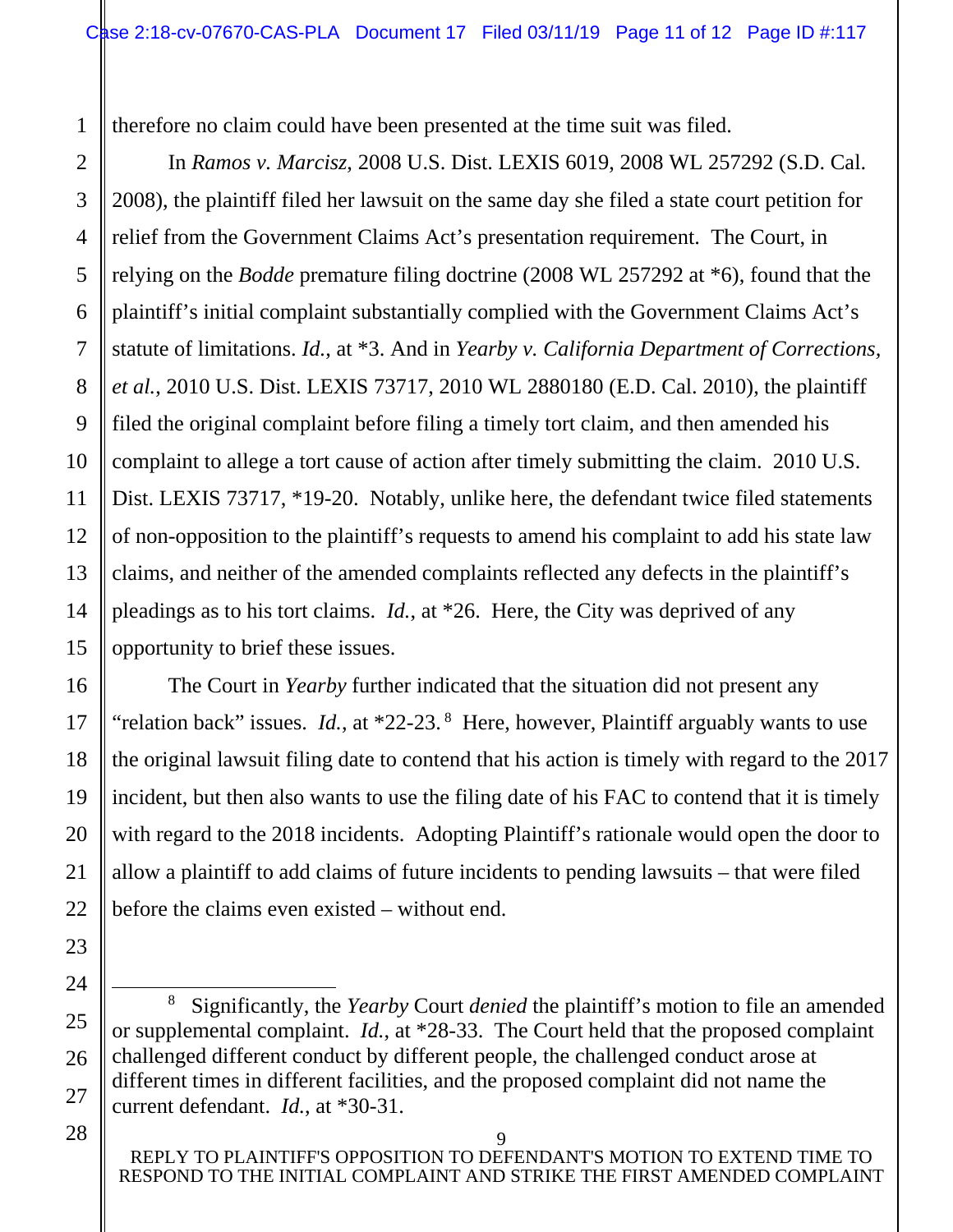therefore no claim could have been presented at the time suit was filed.

In *Ramos v. Marcisz*, 2008 U.S. Dist. LEXIS 6019, 2008 WL 257292 (S.D. Cal. 2008), the plaintiff filed her lawsuit on the same day she filed a state court petition for relief from the Government Claims Act's presentation requirement. The Court, in relying on the *Bodde* premature filing doctrine (2008 WL 257292 at *6), found that the plaintiff's initial complaint substantially complied with the Government Claims Act's statute of limitations. *Id.*, at *3. And in *Yearby v. California Department of Corrections, et al.*, 2010 U.S. Dist. LEXIS 73717, 2010 WL 2880180 (E.D. Cal. 2010), the plaintiff filed the original complaint before filing a timely tort claim, and then amended his complaint to allege a tort cause of action after timely submitting the claim. 2010 U.S. Dist. LEXIS 73717, *19-20. Notably, unlike here, the defendant twice filed statements of non-opposition to the plaintiff's requests to amend his complaint to add his state law claims, and neither of the amended complaints reflected any defects in the plaintiff's pleadings as to his tort claims. *Id.*, at *26. Here, the City was deprived of any opportunity to brief these issues.

The Court in *Yearby* further indicated that the situation did not present any "relation back" issues. *Id.*, at *22-23.[8] Here, however, Plaintiff arguably wants to use the original lawsuit filing date to contend that his action is timely with regard to the 2017 incident, but then also wants to use the filing date of his FAC to contend that it is timely with regard to the 2018 incidents. Adopting Plaintiff's rationale would open the door to allow a plaintiff to add claims of future incidents to pending lawsuits – that were filed before the claims even existed – without end.

---

[8] Significantly, the *Yearby* Court *denied* the plaintiff's motion to file an amended or supplemental complaint. *Id.*, at *28-33. The Court held that the proposed complaint challenged different conduct by different people, the challenged conduct arose at different times in different facilities, and the proposed complaint did not name the current defendant. *Id.*, at *30-31.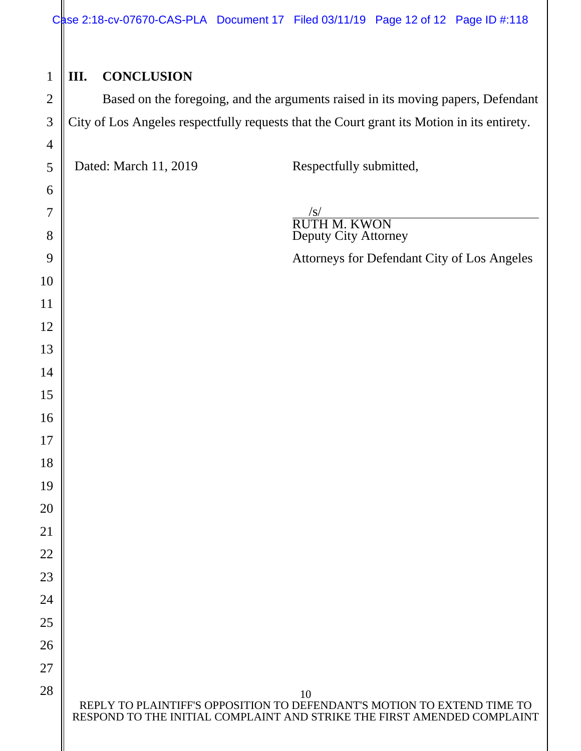## III. CONCLUSION

Based on the foregoing, and the arguments raised in its moving papers, Defendant City of Los Angeles respectfully requests that the Court grant its Motion in its entirety.

Dated: March 11, 2019

Respectfully submitted,

/s/
RUTH M. KWON
Deputy City Attorney

Attorneys for Defendant City of Los Angeles